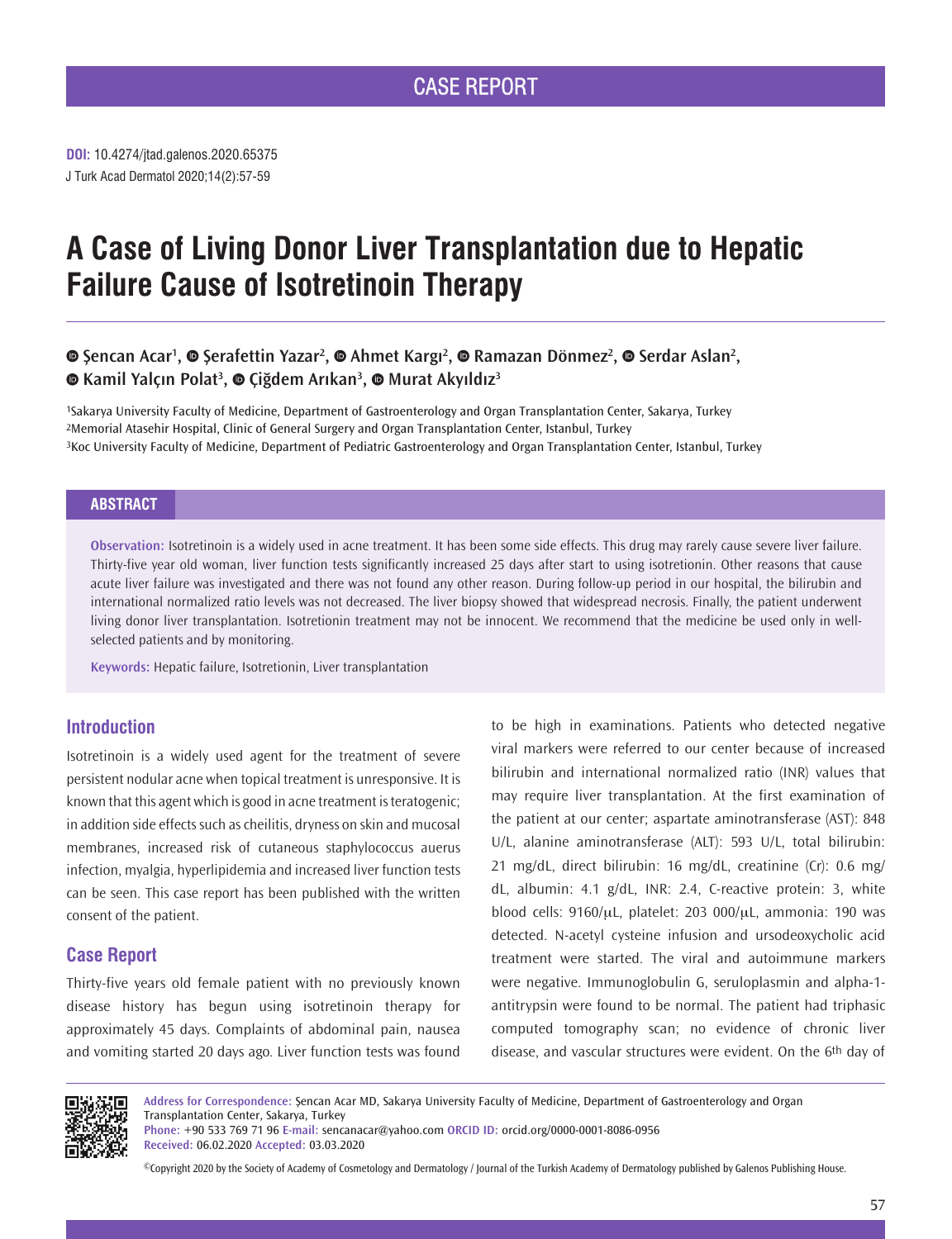CASE REPORT

**DOI:** 10.4274/jtad.galenos.2020.65375
J Turk Acad Dermatol 2020;14(2):57-59

# A Case of Living Donor Liver Transplantation due to Hepatic Failure Cause of Isotretinoin Therapy

**Şencan Acar[1], Şerafettin Yazar[2], Ahmet Kargı[2], Ramazan Dönmez[2], Serdar Aslan[2], Kamil Yalçın Polat[3], Çiğdem Arıkan[3], Murat Akyıldız[3]**

[1]Sakarya University Faculty of Medicine, Department of Gastroenterology and Organ Transplantation Center, Sakarya, Turkey
[2]Memorial Atasehir Hospital, Clinic of General Surgery and Organ Transplantation Center, Istanbul, Turkey
[3]Koc University Faculty of Medicine, Department of Pediatric Gastroenterology and Organ Transplantation Center, Istanbul, Turkey

## ABSTRACT

**Observation:** Isotretinoin is a widely used in acne treatment. It has been some side effects. This drug may rarely cause severe liver failure. Thirty-five year old woman, liver function tests significantly increased 25 days after start to using isotretionin. Other reasons that cause acute liver failure was investigated and there was not found any other reason. During follow-up period in our hospital, the bilirubin and international normalized ratio levels was not decreased. The liver biopsy showed that widespread necrosis. Finally, the patient underwent living donor liver transplantation. Isotretionin treatment may not be innocent. We recommend that the medicine be used only in well-selected patients and by monitoring.

**Keywords:** Hepatic failure, Isotretionin, Liver transplantation

## Introduction

Isotretinoin is a widely used agent for the treatment of severe persistent nodular acne when topical treatment is unresponsive. It is known that this agent which is good in acne treatment is teratogenic; in addition side effects such as cheilitis, dryness on skin and mucosal membranes, increased risk of cutaneous staphylococcus auerus infection, myalgia, hyperlipidemia and increased liver function tests can be seen. This case report has been published with the written consent of the patient.

## Case Report

Thirty-five years old female patient with no previously known disease history has begun using isotretinoin therapy for approximately 45 days. Complaints of abdominal pain, nausea and vomiting started 20 days ago. Liver function tests was found to be high in examinations. Patients who detected negative viral markers were referred to our center because of increased bilirubin and international normalized ratio (INR) values that may require liver transplantation. At the first examination of the patient at our center; aspartate aminotransferase (AST): 848 U/L, alanine aminotransferase (ALT): 593 U/L, total bilirubin: 21 mg/dL, direct bilirubin: 16 mg/dL, creatinine (Cr): 0.6 mg/dL, albumin: 4.1 g/dL, INR: 2.4, C-reactive protein: 3, white blood cells: 9160/μL, platelet: 203 000/μL, ammonia: 190 was detected. N-acetyl cysteine infusion and ursodeoxycholic acid treatment were started. The viral and autoimmune markers were negative. Immunoglobulin G, seruloplasmin and alpha-1-antitrypsin were found to be normal. The patient had triphasic computed tomography scan; no evidence of chronic liver disease, and vascular structures were evident. On the 6th day of

**Address for Correspondence:** Şencan Acar MD, Sakarya University Faculty of Medicine, Department of Gastroenterology and Organ Transplantation Center, Sakarya, Turkey
**Phone:** +90 533 769 71 96 **E-mail:** sencanacar@yahoo.com **ORCID ID:** orcid.org/0000-0001-8086-0956
**Received:** 06.02.2020 **Accepted:** 03.03.2020

©Copyright 2020 by the Society of Academy of Cosmetology and Dermatology / Journal of the Turkish Academy of Dermatology published by Galenos Publishing House.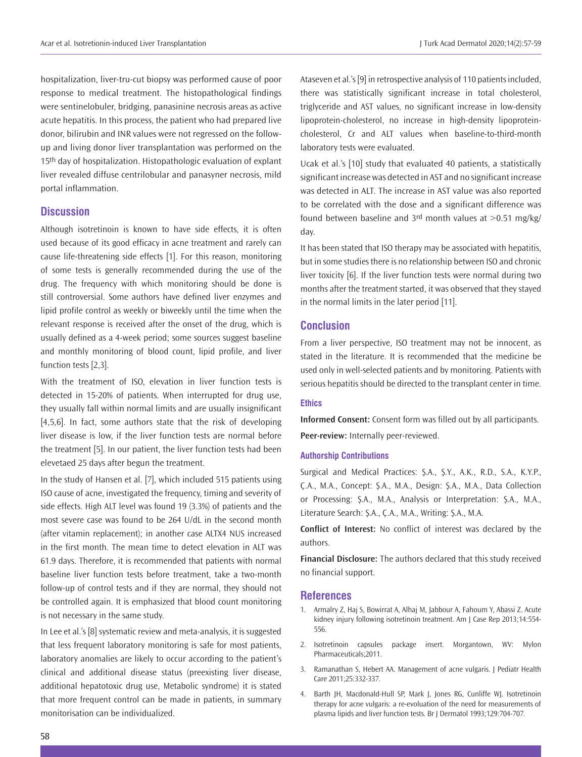hospitalization, liver-tru-cut biopsy was performed cause of poor response to medical treatment. The histopathological findings were sentinelobuler, bridging, panasinine necrosis areas as active acute hepatitis. In this process, the patient who had prepared live donor, bilirubin and INR values were not regressed on the follow-up and living donor liver transplantation was performed on the 15th day of hospitalization. Histopathologic evaluation of explant liver revealed diffuse centrilobular and panasyner necrosis, mild portal inflammation.

## Discussion

Although isotretinoin is known to have side effects, it is often used because of its good efficacy in acne treatment and rarely can cause life-threatening side effects [1]. For this reason, monitoring of some tests is generally recommended during the use of the drug. The frequency with which monitoring should be done is still controversial. Some authors have defined liver enzymes and lipid profile control as weekly or biweekly until the time when the relevant response is received after the onset of the drug, which is usually defined as a 4-week period; some sources suggest baseline and monthly monitoring of blood count, lipid profile, and liver function tests [2,3].

With the treatment of ISO, elevation in liver function tests is detected in 15-20% of patients. When interrupted for drug use, they usually fall within normal limits and are usually insignificant [4,5,6]. In fact, some authors state that the risk of developing liver disease is low, if the liver function tests are normal before the treatment [5]. In our patient, the liver function tests had been elevetaed 25 days after begun the treatment.

In the study of Hansen et al. [7], which included 515 patients using ISO cause of acne, investigated the frequency, timing and severity of side effects. High ALT level was found 19 (3.3%) of patients and the most severe case was found to be 264 U/dL in the second month (after vitamin replacement); in another case ALTX4 NUS increased in the first month. The mean time to detect elevation in ALT was 61.9 days. Therefore, it is recommended that patients with normal baseline liver function tests before treatment, take a two-month follow-up of control tests and if they are normal, they should not be controlled again. It is emphasized that blood count monitoring is not necessary in the same study.

In Lee et al.'s [8] systematic review and meta-analysis, it is suggested that less frequent laboratory monitoring is safe for most patients, laboratory anomalies are likely to occur according to the patient's clinical and additional disease status (preexisting liver disease, additional hepatotoxic drug use, Metabolic syndrome) it is stated that more frequent control can be made in patients, in summary monitorisation can be individualized.

Ataseven et al.'s [9] in retrospective analysis of 110 patients included, there was statistically significant increase in total cholesterol, triglyceride and AST values, no significant increase in low-density lipoprotein-cholesterol, no increase in high-density lipoprotein-cholesterol, Cr and ALT values when baseline-to-third-month laboratory tests were evaluated.

Ucak et al.'s [10] study that evaluated 40 patients, a statistically significant increase was detected in AST and no significant increase was detected in ALT. The increase in AST value was also reported to be correlated with the dose and a significant difference was found between baseline and 3rd month values at >0.51 mg/kg/day.

It has been stated that ISO therapy may be associated with hepatitis, but in some studies there is no relationship between ISO and chronic liver toxicity [6]. If the liver function tests were normal during two months after the treatment started, it was observed that they stayed in the normal limits in the later period [11].

## Conclusion

From a liver perspective, ISO treatment may not be innocent, as stated in the literature. It is recommended that the medicine be used only in well-selected patients and by monitoring. Patients with serious hepatitis should be directed to the transplant center in time.

### Ethics

**Informed Consent:** Consent form was filled out by all participants.

**Peer-review:** Internally peer-reviewed.

### Authorship Contributions

Surgical and Medical Practices: Ş.A., Ş.Y., A.K., R.D., S.A., K.Y.P., Ç.A., M.A., Concept: Ş.A., M.A., Design: Ş.A., M.A., Data Collection or Processing: Ş.A., M.A., Analysis or Interpretation: Ş.A., M.A., Literature Search: Ş.A., Ç.A., M.A., Writing: Ş.A., M.A.

**Conflict of Interest:** No conflict of interest was declared by the authors.

**Financial Disclosure:** The authors declared that this study received no financial support.

## References

1. Armalry Z, Haj S, Bowirrat A, Alhaj M, Jabbour A, Fahoum Y, Abassi Z. Acute kidney injury following isotretinoin treatment. Am J Case Rep 2013;14:554-556.
2. Isotretinoin capsules package insert. Morgantown, WV: Mylon Pharmaceuticals;2011.
3. Ramanathan S, Hebert AA. Management of acne vulgaris. J Pediatr Health Care 2011;25:332-337.
4. Barth JH, Macdonald-Hull SP, Mark J, Jones RG, Cunliffe WJ. Isotretinoin therapy for acne vulgaris: a re-evoluation of the need for measurements of plasma lipids and liver function tests. Br J Dermatol 1993;129:704-707.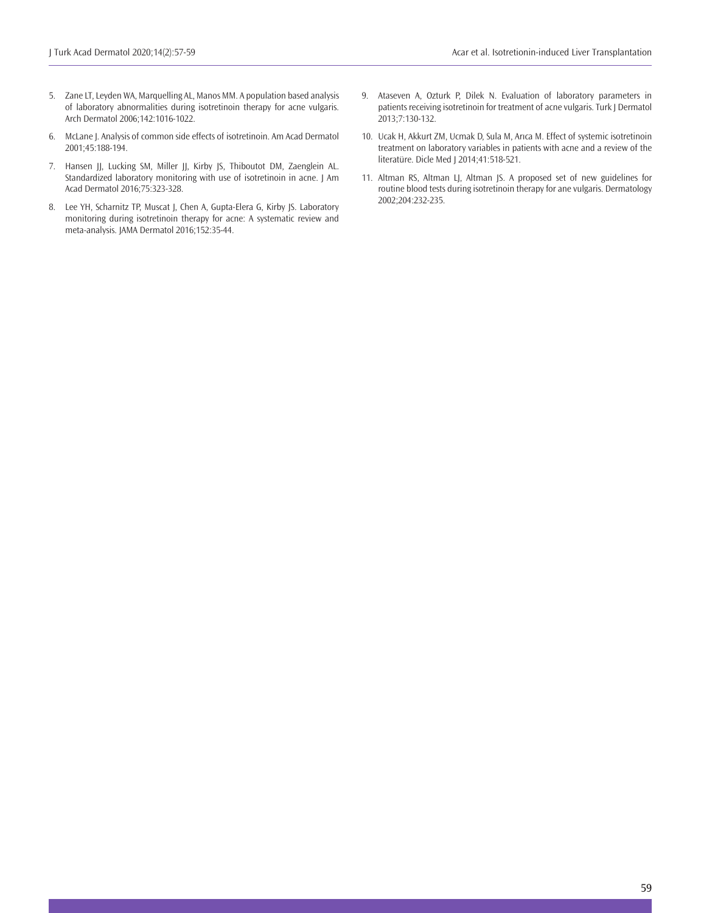5. Zane LT, Leyden WA, Marquelling AL, Manos MM. A population based analysis of laboratory abnormalities during isotretinoin therapy for acne vulgaris. Arch Dermatol 2006;142:1016-1022.

6. McLane J. Analysis of common side effects of isotretinoin. Am Acad Dermatol 2001;45:188-194.

7. Hansen JJ, Lucking SM, Miller JJ, Kirby JS, Thiboutot DM, Zaenglein AL. Standardized laboratory monitoring with use of isotretinoin in acne. J Am Acad Dermatol 2016;75:323-328.

8. Lee YH, Scharnitz TP, Muscat J, Chen A, Gupta-Elera G, Kirby JS. Laboratory monitoring during isotretinoin therapy for acne: A systematic review and meta-analysis. JAMA Dermatol 2016;152:35-44.

9. Ataseven A, Ozturk P, Dilek N. Evaluation of laboratory parameters in patients receiving isotretinoin for treatment of acne vulgaris. Turk J Dermatol 2013;7:130-132.

10. Ucak H, Akkurt ZM, Ucmak D, Sula M, Arıca M. Effect of systemic isotretinoin treatment on laboratory variables in patients with acne and a review of the literatüre. Dicle Med J 2014;41:518-521.

11. Altman RS, Altman LJ, Altman JS. A proposed set of new guidelines for routine blood tests during isotretinoin therapy for ane vulgaris. Dermatology 2002;204:232-235.